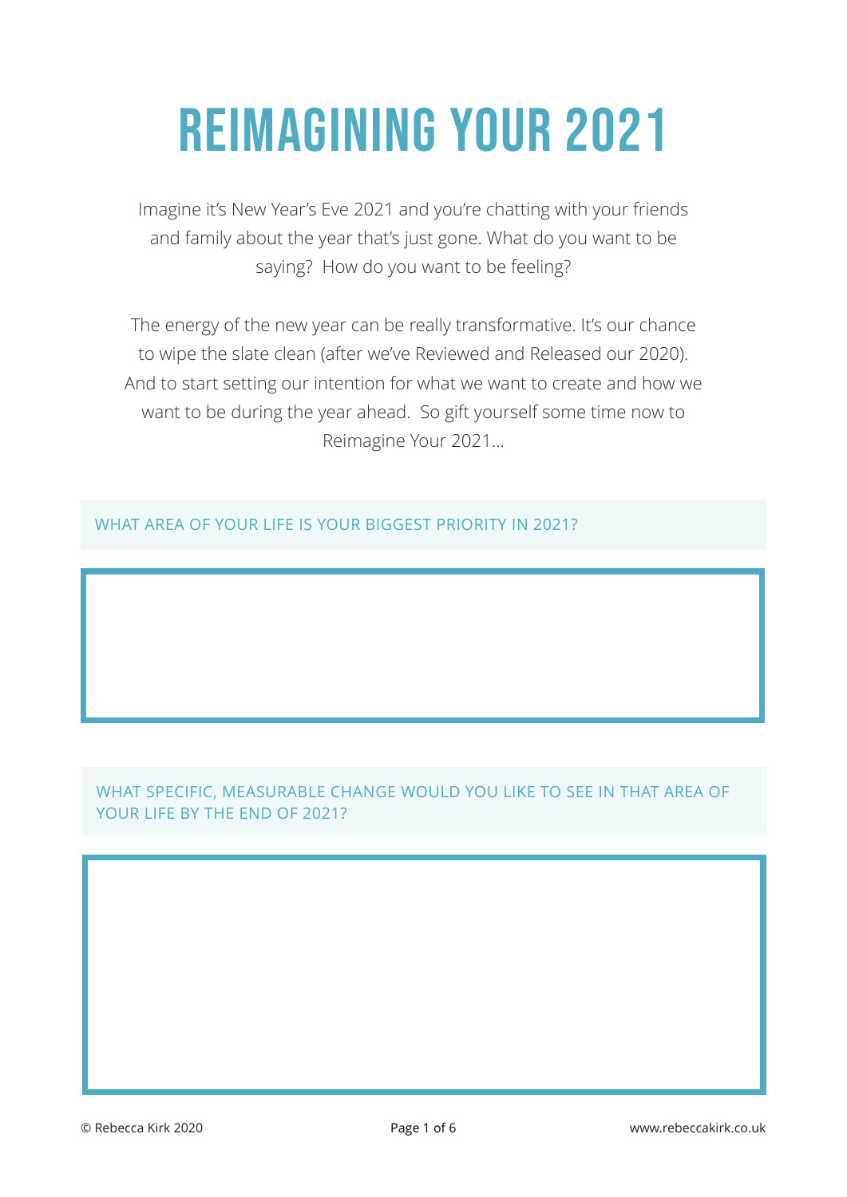# REIMAGINING YOUR 2021

Imagine it's New Year's Eve 2021 and you're chatting with your friends and family about the year that's just gone. What do you want to be saying? How do you want to be feeling?

The energy of the new year can be really transformative. It's our chance to wipe the slate clean (after we've Reviewed and Released our 2020). And to start setting our intention for what we want to create and how we want to be during the year ahead. So gift yourself some time now to Reimagine Your 2021…

WHAT AREA OF YOUR LIFE IS YOUR BIGGEST PRIORITY IN 2021?

WHAT SPECIFIC, MEASURABLE CHANGE WOULD YOU LIKE TO SEE IN THAT AREA OF YOUR LIFE BY THE END OF 2021?

© Rebecca Kirk 2020

www.rebeccakirk.co.uk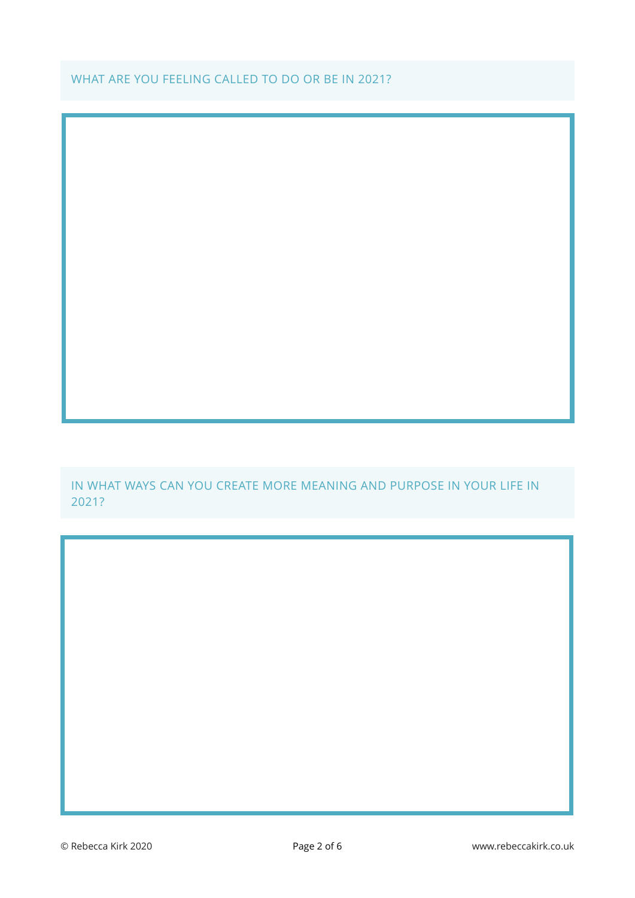WHAT ARE YOU FEELING CALLED TO DO OR BE IN 2021?

IN WHAT WAYS CAN YOU CREATE MORE MEANING AND PURPOSE IN YOUR LIFE IN 2021?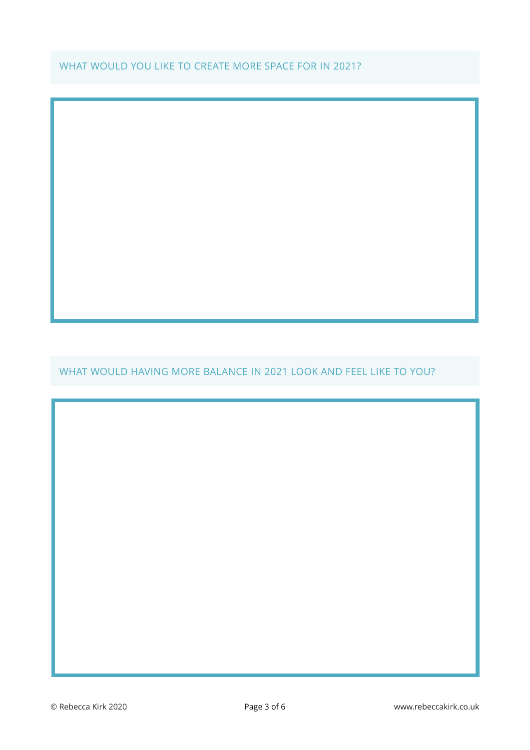## WHAT WOULD YOU LIKE TO CREATE MORE SPACE FOR IN 2021?

## WHAT WOULD HAVING MORE BALANCE IN 2021 LOOK AND FEEL LIKE TO YOU?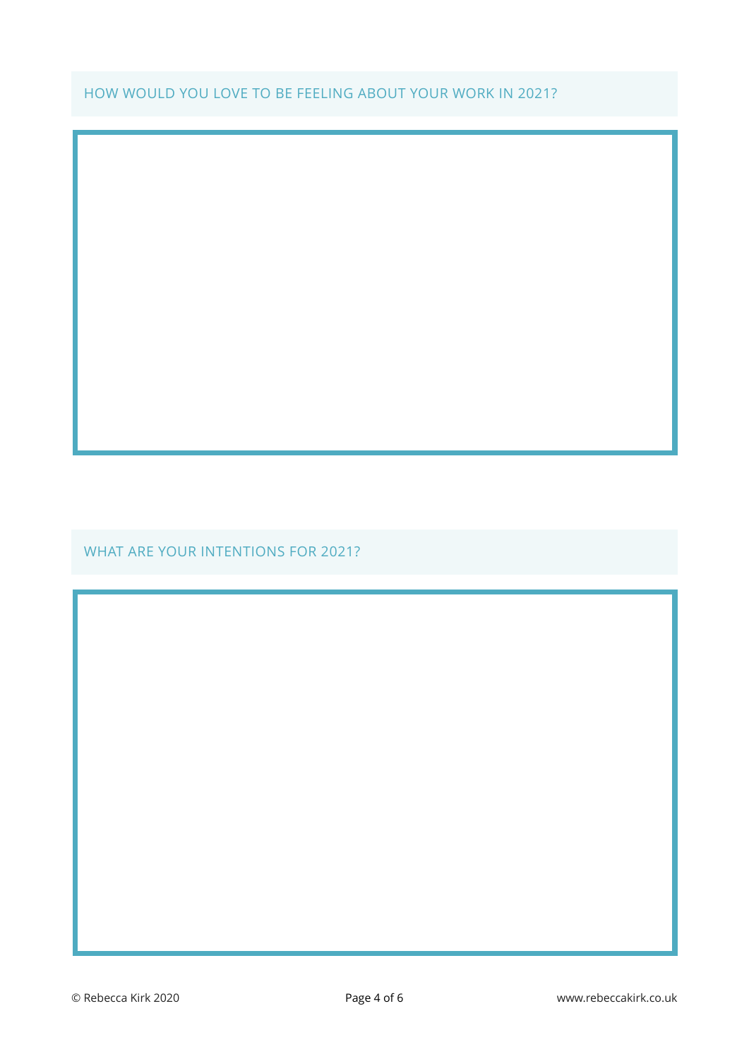## HOW WOULD YOU LOVE TO BE FEELING ABOUT YOUR WORK IN 2021?

## WHAT ARE YOUR INTENTIONS FOR 2021?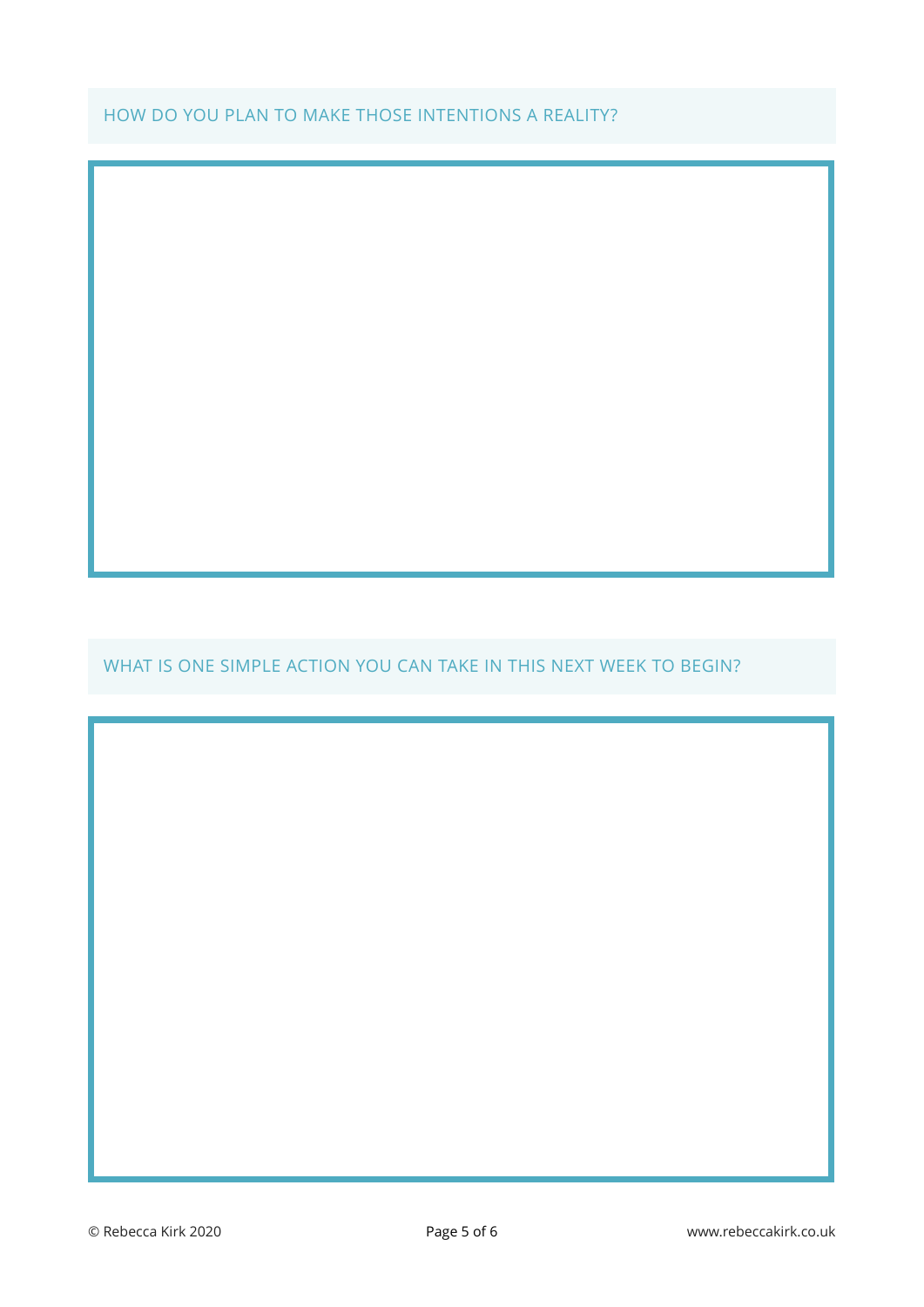HOW DO YOU PLAN TO MAKE THOSE INTENTIONS A REALITY?

WHAT IS ONE SIMPLE ACTION YOU CAN TAKE IN THIS NEXT WEEK TO BEGIN?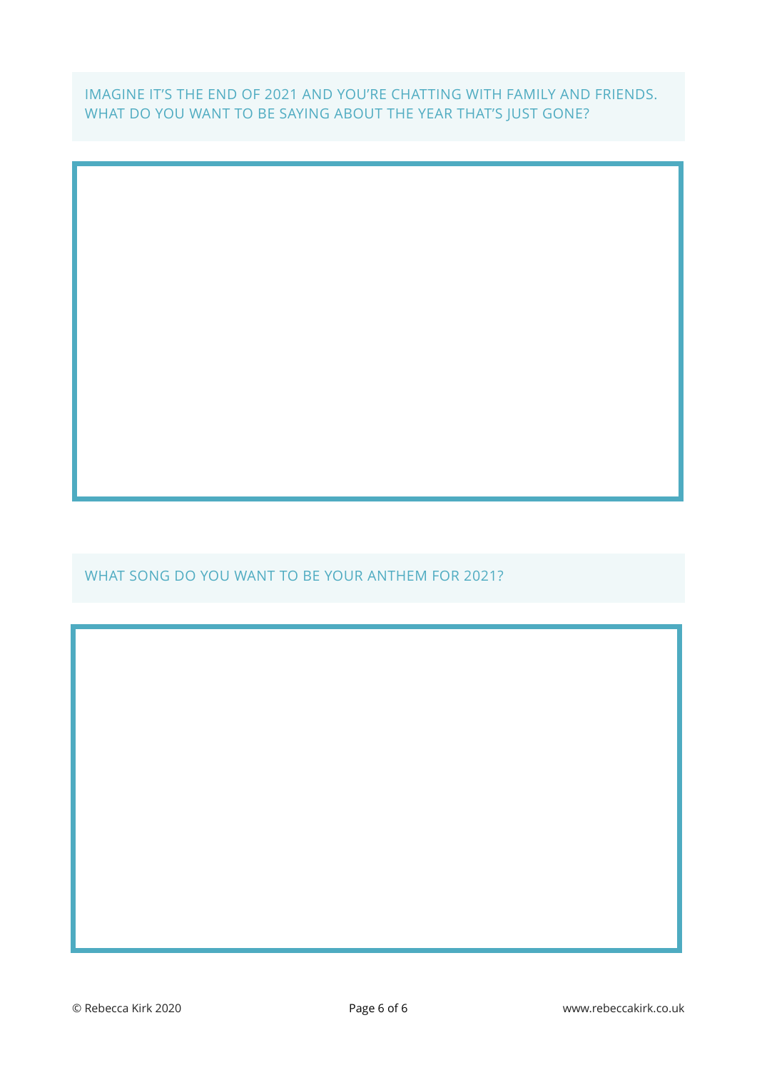IMAGINE IT'S THE END OF 2021 AND YOU'RE CHATTING WITH FAMILY AND FRIENDS. WHAT DO YOU WANT TO BE SAYING ABOUT THE YEAR THAT'S JUST GONE?

WHAT SONG DO YOU WANT TO BE YOUR ANTHEM FOR 2021?